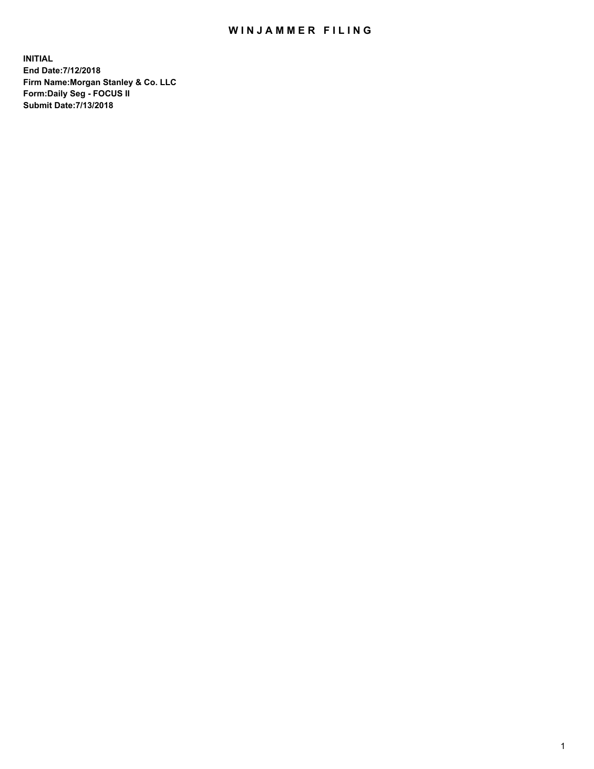# WINJAMMER FILING

**INITIAL**
**End Date:7/12/2018**
**Firm Name:Morgan Stanley & Co. LLC**
**Form:Daily Seg - FOCUS II**
**Submit Date:7/13/2018**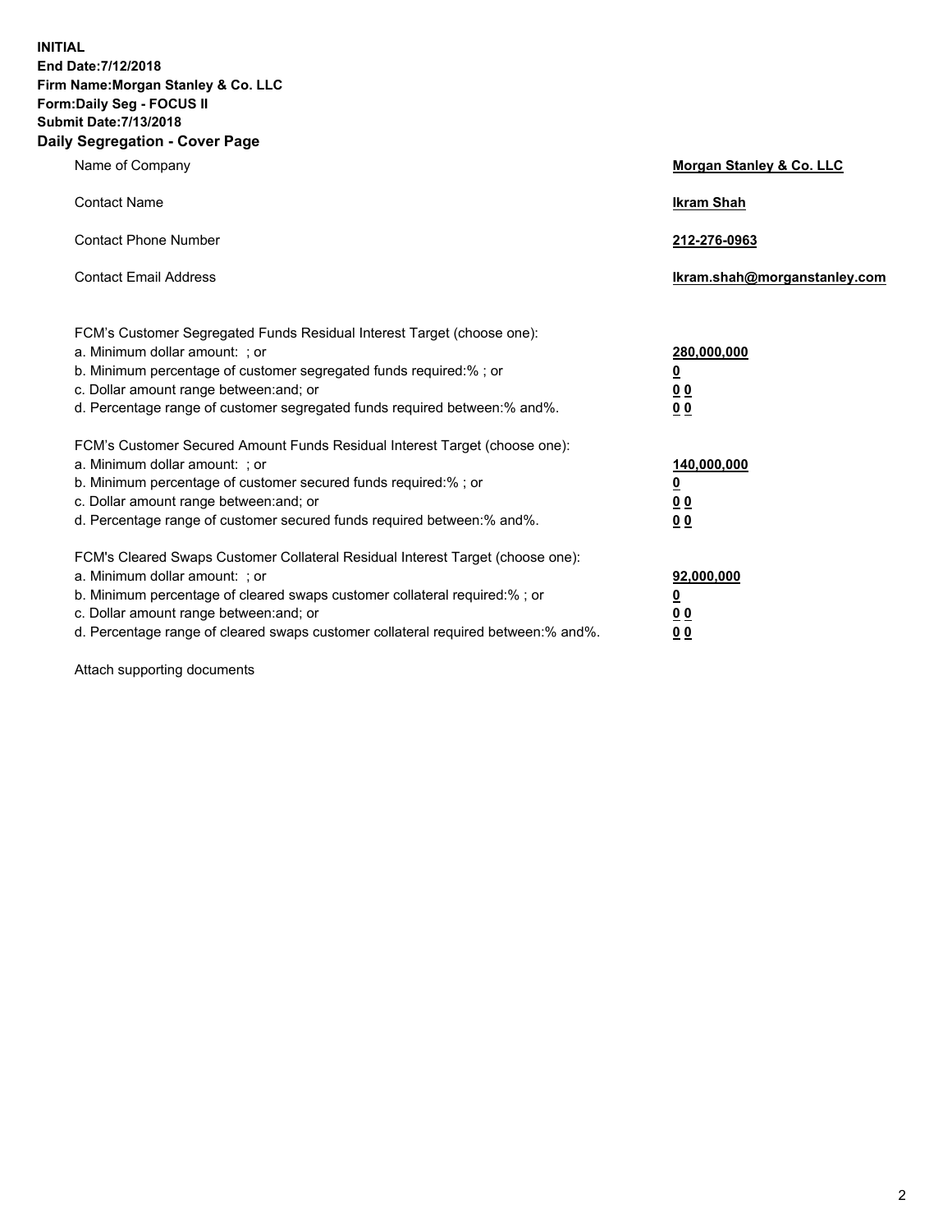**INITIAL**
**End Date:7/12/2018**
**Firm Name:Morgan Stanley & Co. LLC**
**Form:Daily Seg - FOCUS II**
**Submit Date:7/13/2018**
**Daily Segregation - Cover Page**

| | |
|---|---|
| Name of Company | **Morgan Stanley & Co. LLC** |
| Contact Name | **Ikram Shah** |
| Contact Phone Number | **212-276-0963** |
| Contact Email Address | **Ikram.shah@morganstanley.com** |

| | |
|---|---|
| FCM's Customer Segregated Funds Residual Interest Target (choose one): | |
| a. Minimum dollar amount: ; or | **280,000,000** |
| b. Minimum percentage of customer segregated funds required:% ; or | **0** |
| c. Dollar amount range between:and; or | **0 0** |
| d. Percentage range of customer segregated funds required between:% and%. | **0 0** |
| FCM's Customer Secured Amount Funds Residual Interest Target (choose one): | |
| a. Minimum dollar amount: ; or | **140,000,000** |
| b. Minimum percentage of customer secured funds required:% ; or | **0** |
| c. Dollar amount range between:and; or | **0 0** |
| d. Percentage range of customer secured funds required between:% and%. | **0 0** |
| FCM's Cleared Swaps Customer Collateral Residual Interest Target (choose one): | |
| a. Minimum dollar amount: ; or | **92,000,000** |
| b. Minimum percentage of cleared swaps customer collateral required:% ; or | **0** |
| c. Dollar amount range between:and; or | **0 0** |
| d. Percentage range of cleared swaps customer collateral required between:% and%. | **0 0** |

Attach supporting documents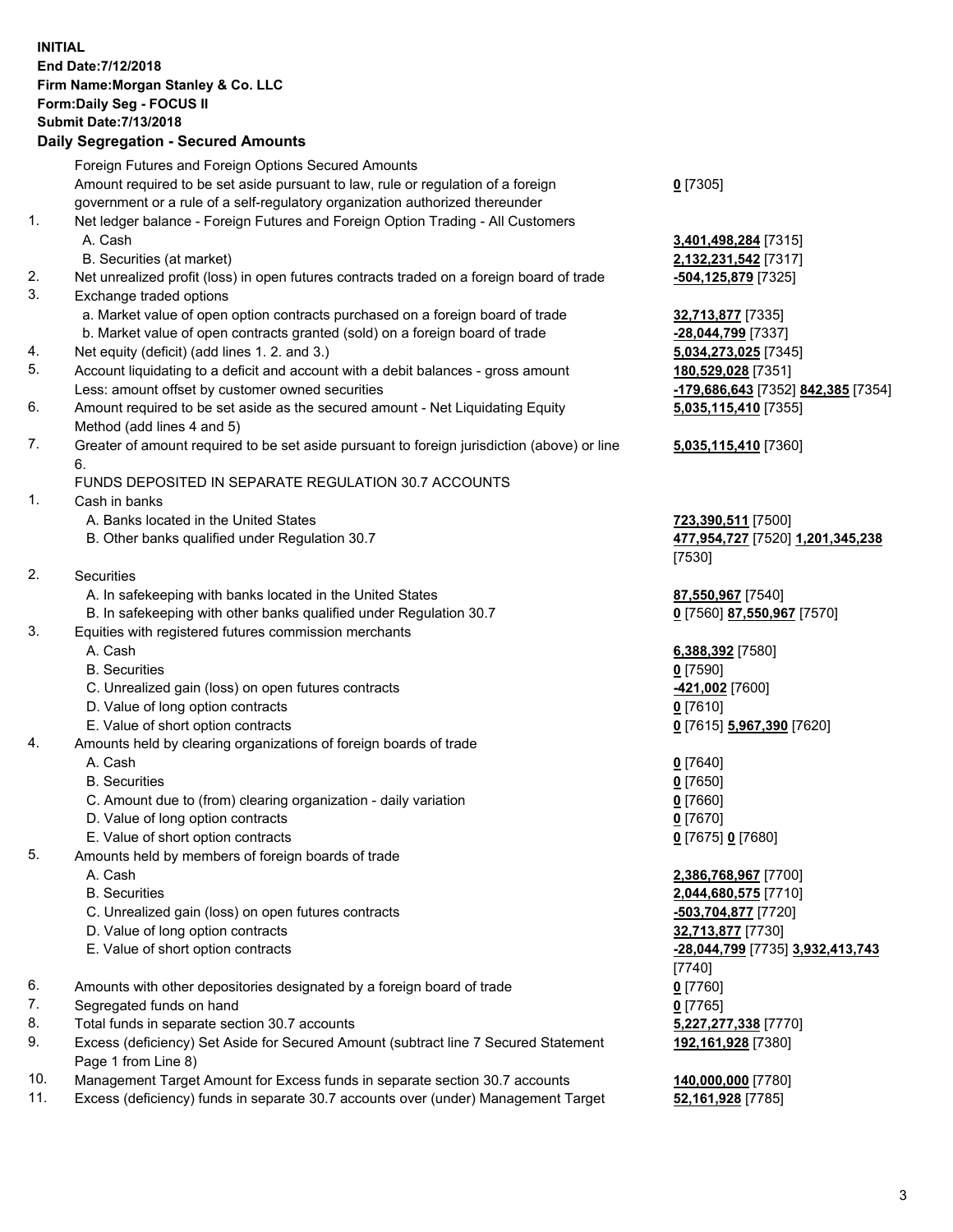**INITIAL**
**End Date:7/12/2018**
**Firm Name:Morgan Stanley & Co. LLC**
**Form:Daily Seg - FOCUS II**
**Submit Date:7/13/2018**

## Daily Segregation - Secured Amounts

| | | |
|---|---|---|
| | Foreign Futures and Foreign Options Secured Amounts | |
| | Amount required to be set aside pursuant to law, rule or regulation of a foreign government or a rule of a self-regulatory organization authorized thereunder | **0** [7305] |
| 1. | Net ledger balance - Foreign Futures and Foreign Option Trading - All Customers | |
| | A. Cash | **3,401,498,284** [7315] |
| | B. Securities (at market) | **2,132,231,542** [7317] |
| 2. | Net unrealized profit (loss) in open futures contracts traded on a foreign board of trade | **-504,125,879** [7325] |
| 3. | Exchange traded options | |
| | a. Market value of open option contracts purchased on a foreign board of trade | **32,713,877** [7335] |
| | b. Market value of open contracts granted (sold) on a foreign board of trade | **-28,044,799** [7337] |
| 4. | Net equity (deficit) (add lines 1. 2. and 3.) | **5,034,273,025** [7345] |
| 5. | Account liquidating to a deficit and account with a debit balances - gross amount | **180,529,028** [7351] |
| | Less: amount offset by customer owned securities | **-179,686,643** [7352] **842,385** [7354] |
| 6. | Amount required to be set aside as the secured amount - Net Liquidating Equity Method (add lines 4 and 5) | **5,035,115,410** [7355] |
| 7. | Greater of amount required to be set aside pursuant to foreign jurisdiction (above) or line 6. | **5,035,115,410** [7360] |
| | FUNDS DEPOSITED IN SEPARATE REGULATION 30.7 ACCOUNTS | |
| 1. | Cash in banks | |
| | A. Banks located in the United States | **723,390,511** [7500] |
| | B. Other banks qualified under Regulation 30.7 | **477,954,727** [7520] **1,201,345,238** [7530] |
| 2. | Securities | |
| | A. In safekeeping with banks located in the United States | **87,550,967** [7540] |
| | B. In safekeeping with other banks qualified under Regulation 30.7 | **0** [7560] **87,550,967** [7570] |
| 3. | Equities with registered futures commission merchants | |
| | A. Cash | **6,388,392** [7580] |
| | B. Securities | **0** [7590] |
| | C. Unrealized gain (loss) on open futures contracts | **-421,002** [7600] |
| | D. Value of long option contracts | **0** [7610] |
| | E. Value of short option contracts | **0** [7615] **5,967,390** [7620] |
| 4. | Amounts held by clearing organizations of foreign boards of trade | |
| | A. Cash | **0** [7640] |
| | B. Securities | **0** [7650] |
| | C. Amount due to (from) clearing organization - daily variation | **0** [7660] |
| | D. Value of long option contracts | **0** [7670] |
| | E. Value of short option contracts | **0** [7675] **0** [7680] |
| 5. | Amounts held by members of foreign boards of trade | |
| | A. Cash | **2,386,768,967** [7700] |
| | B. Securities | **2,044,680,575** [7710] |
| | C. Unrealized gain (loss) on open futures contracts | **-503,704,877** [7720] |
| | D. Value of long option contracts | **32,713,877** [7730] |
| | E. Value of short option contracts | **-28,044,799** [7735] **3,932,413,743** [7740] |
| 6. | Amounts with other depositories designated by a foreign board of trade | **0** [7760] |
| 7. | Segregated funds on hand | **0** [7765] |
| 8. | Total funds in separate section 30.7 accounts | **5,227,277,338** [7770] |
| 9. | Excess (deficiency) Set Aside for Secured Amount (subtract line 7 Secured Statement Page 1 from Line 8) | **192,161,928** [7380] |
| 10. | Management Target Amount for Excess funds in separate section 30.7 accounts | **140,000,000** [7780] |
| 11. | Excess (deficiency) funds in separate 30.7 accounts over (under) Management Target | **52,161,928** [7785] |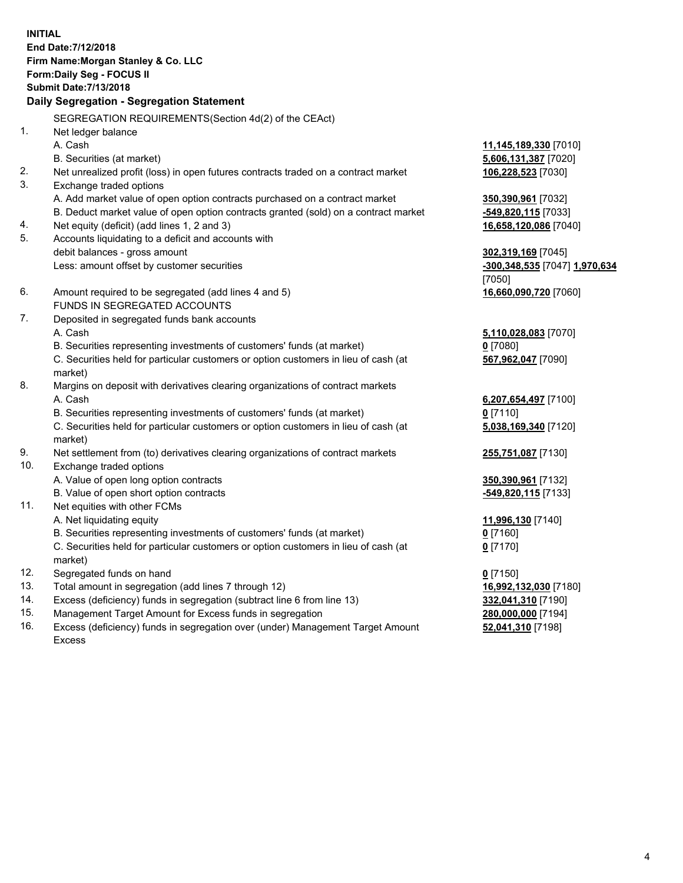**INITIAL**
**End Date:7/12/2018**
**Firm Name:Morgan Stanley & Co. LLC**
**Form:Daily Seg - FOCUS II**
**Submit Date:7/13/2018**

**Daily Segregation - Segregation Statement**

SEGREGATION REQUIREMENTS(Section 4d(2) of the CEAct)

| | | |
|---|---|---|
| 1. | Net ledger balance | |
| | A. Cash | **11,145,189,330** [7010] |
| | B. Securities (at market) | **5,606,131,387** [7020] |
| 2. | Net unrealized profit (loss) in open futures contracts traded on a contract market | **106,228,523** [7030] |
| 3. | Exchange traded options | |
| | A. Add market value of open option contracts purchased on a contract market | **350,390,961** [7032] |
| | B. Deduct market value of open option contracts granted (sold) on a contract market | **-549,820,115** [7033] |
| 4. | Net equity (deficit) (add lines 1, 2 and 3) | **16,658,120,086** [7040] |
| 5. | Accounts liquidating to a deficit and accounts with debit balances - gross amount | **302,319,169** [7045] |
| | Less: amount offset by customer securities | **-300,348,535** [7047] **1,970,634** [7050] |
| 6. | Amount required to be segregated (add lines 4 and 5) | **16,660,090,720** [7060] |
| | FUNDS IN SEGREGATED ACCOUNTS | |
| 7. | Deposited in segregated funds bank accounts | |
| | A. Cash | **5,110,028,083** [7070] |
| | B. Securities representing investments of customers' funds (at market) | **0** [7080] |
| | C. Securities held for particular customers or option customers in lieu of cash (at market) | **567,962,047** [7090] |
| 8. | Margins on deposit with derivatives clearing organizations of contract markets | |
| | A. Cash | **6,207,654,497** [7100] |
| | B. Securities representing investments of customers' funds (at market) | **0** [7110] |
| | C. Securities held for particular customers or option customers in lieu of cash (at market) | **5,038,169,340** [7120] |
| 9. | Net settlement from (to) derivatives clearing organizations of contract markets | **255,751,087** [7130] |
| 10. | Exchange traded options | |
| | A. Value of open long option contracts | **350,390,961** [7132] |
| | B. Value of open short option contracts | **-549,820,115** [7133] |
| 11. | Net equities with other FCMs | |
| | A. Net liquidating equity | **11,996,130** [7140] |
| | B. Securities representing investments of customers' funds (at market) | **0** [7160] |
| | C. Securities held for particular customers or option customers in lieu of cash (at market) | **0** [7170] |
| 12. | Segregated funds on hand | **0** [7150] |
| 13. | Total amount in segregation (add lines 7 through 12) | **16,992,132,030** [7180] |
| 14. | Excess (deficiency) funds in segregation (subtract line 6 from line 13) | **332,041,310** [7190] |
| 15. | Management Target Amount for Excess funds in segregation | **280,000,000** [7194] |
| 16. | Excess (deficiency) funds in segregation over (under) Management Target Amount Excess | **52,041,310** [7198] |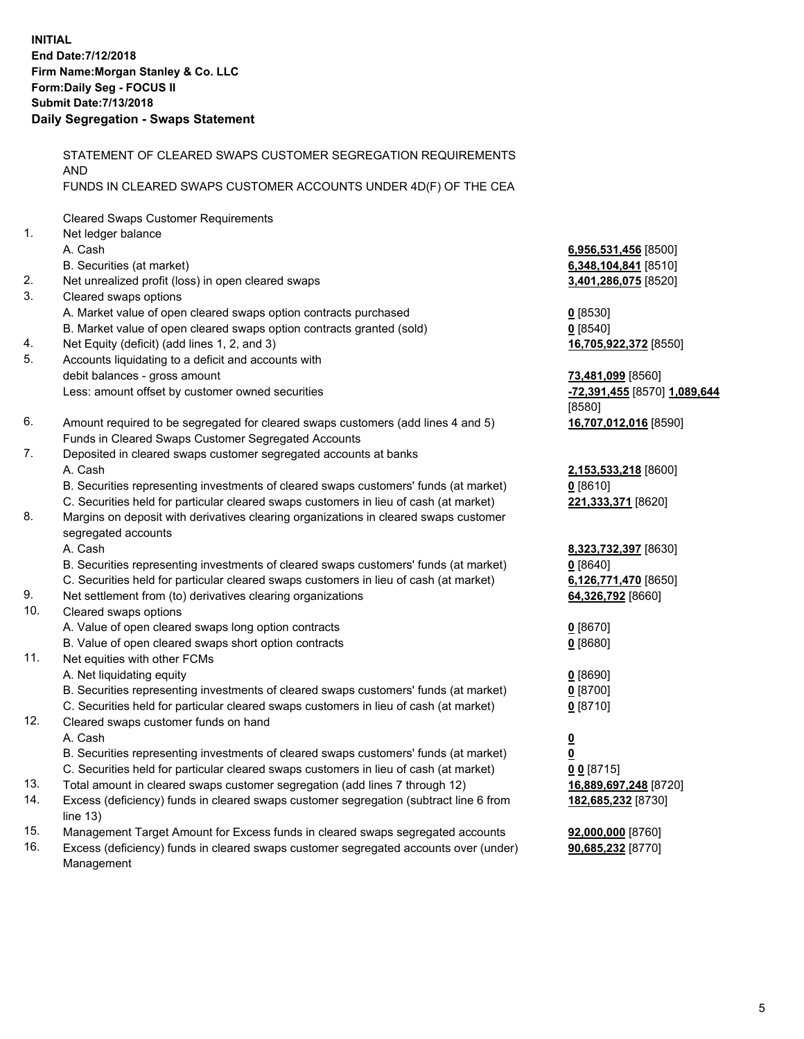**INITIAL**
**End Date:7/12/2018**
**Firm Name:Morgan Stanley & Co. LLC**
**Form:Daily Seg - FOCUS II**
**Submit Date:7/13/2018**
**Daily Segregation - Swaps Statement**

STATEMENT OF CLEARED SWAPS CUSTOMER SEGREGATION REQUIREMENTS AND FUNDS IN CLEARED SWAPS CUSTOMER ACCOUNTS UNDER 4D(F) OF THE CEA

| | | |
|---|---|---|
| | Cleared Swaps Customer Requirements | |
| 1. | Net ledger balance | |
| | A. Cash | **6,956,531,456** [8500] |
| | B. Securities (at market) | **6,348,104,841** [8510] |
| 2. | Net unrealized profit (loss) in open cleared swaps | **3,401,286,075** [8520] |
| 3. | Cleared swaps options | |
| | A. Market value of open cleared swaps option contracts purchased | **0** [8530] |
| | B. Market value of open cleared swaps option contracts granted (sold) | **0** [8540] |
| 4. | Net Equity (deficit) (add lines 1, 2, and 3) | **16,705,922,372** [8550] |
| 5. | Accounts liquidating to a deficit and accounts with debit balances - gross amount | **73,481,099** [8560] |
| | Less: amount offset by customer owned securities | **-72,391,455** [8570] **1,089,644** [8580] |
| 6. | Amount required to be segregated for cleared swaps customers (add lines 4 and 5) | **16,707,012,016** [8590] |
| | Funds in Cleared Swaps Customer Segregated Accounts | |
| 7. | Deposited in cleared swaps customer segregated accounts at banks | |
| | A. Cash | **2,153,533,218** [8600] |
| | B. Securities representing investments of cleared swaps customers' funds (at market) | **0** [8610] |
| | C. Securities held for particular cleared swaps customers in lieu of cash (at market) | **221,333,371** [8620] |
| 8. | Margins on deposit with derivatives clearing organizations in cleared swaps customer segregated accounts | |
| | A. Cash | **8,323,732,397** [8630] |
| | B. Securities representing investments of cleared swaps customers' funds (at market) | **0** [8640] |
| | C. Securities held for particular cleared swaps customers in lieu of cash (at market) | **6,126,771,470** [8650] |
| 9. | Net settlement from (to) derivatives clearing organizations | **64,326,792** [8660] |
| 10. | Cleared swaps options | |
| | A. Value of open cleared swaps long option contracts | **0** [8670] |
| | B. Value of open cleared swaps short option contracts | **0** [8680] |
| 11. | Net equities with other FCMs | |
| | A. Net liquidating equity | **0** [8690] |
| | B. Securities representing investments of cleared swaps customers' funds (at market) | **0** [8700] |
| | C. Securities held for particular cleared swaps customers in lieu of cash (at market) | **0** [8710] |
| 12. | Cleared swaps customer funds on hand | |
| | A. Cash | **0** |
| | B. Securities representing investments of cleared swaps customers' funds (at market) | **0** |
| | C. Securities held for particular cleared swaps customers in lieu of cash (at market) | **0** **0** [8715] |
| 13. | Total amount in cleared swaps customer segregation (add lines 7 through 12) | **16,889,697,248** [8720] |
| 14. | Excess (deficiency) funds in cleared swaps customer segregation (subtract line 6 from line 13) | **182,685,232** [8730] |
| 15. | Management Target Amount for Excess funds in cleared swaps segregated accounts | **92,000,000** [8760] |
| 16. | Excess (deficiency) funds in cleared swaps customer segregated accounts over (under) Management | **90,685,232** [8770] |